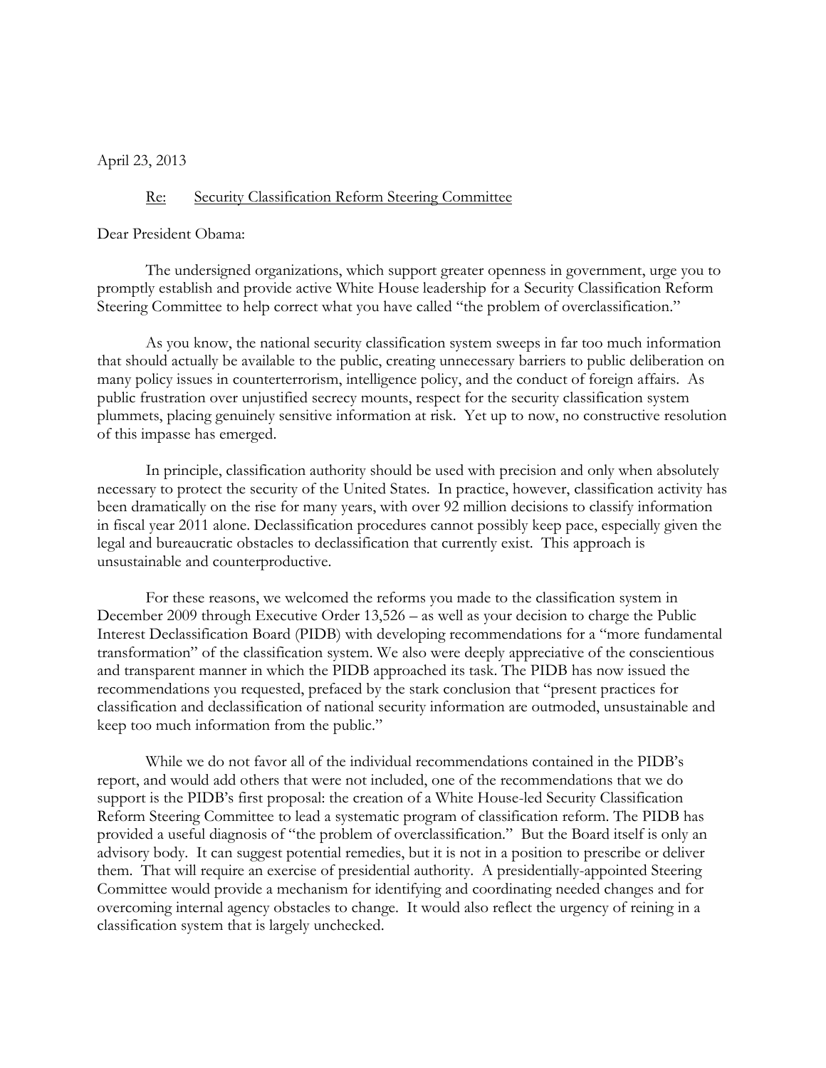April 23, 2013

Re: Security Classification Reform Steering Committee

Dear President Obama:

The undersigned organizations, which support greater openness in government, urge you to promptly establish and provide active White House leadership for a Security Classification Reform Steering Committee to help correct what you have called "the problem of overclassification."

As you know, the national security classification system sweeps in far too much information that should actually be available to the public, creating unnecessary barriers to public deliberation on many policy issues in counterterrorism, intelligence policy, and the conduct of foreign affairs. As public frustration over unjustified secrecy mounts, respect for the security classification system plummets, placing genuinely sensitive information at risk. Yet up to now, no constructive resolution of this impasse has emerged.

In principle, classification authority should be used with precision and only when absolutely necessary to protect the security of the United States. In practice, however, classification activity has been dramatically on the rise for many years, with over 92 million decisions to classify information in fiscal year 2011 alone. Declassification procedures cannot possibly keep pace, especially given the legal and bureaucratic obstacles to declassification that currently exist. This approach is unsustainable and counterproductive.

For these reasons, we welcomed the reforms you made to the classification system in December 2009 through Executive Order 13,526 – as well as your decision to charge the Public Interest Declassification Board (PIDB) with developing recommendations for a "more fundamental transformation" of the classification system. We also were deeply appreciative of the conscientious and transparent manner in which the PIDB approached its task. The PIDB has now issued the recommendations you requested, prefaced by the stark conclusion that "present practices for classification and declassification of national security information are outmoded, unsustainable and keep too much information from the public."

While we do not favor all of the individual recommendations contained in the PIDB's report, and would add others that were not included, one of the recommendations that we do support is the PIDB's first proposal: the creation of a White House-led Security Classification Reform Steering Committee to lead a systematic program of classification reform. The PIDB has provided a useful diagnosis of "the problem of overclassification." But the Board itself is only an advisory body. It can suggest potential remedies, but it is not in a position to prescribe or deliver them. That will require an exercise of presidential authority. A presidentially-appointed Steering Committee would provide a mechanism for identifying and coordinating needed changes and for overcoming internal agency obstacles to change. It would also reflect the urgency of reining in a classification system that is largely unchecked.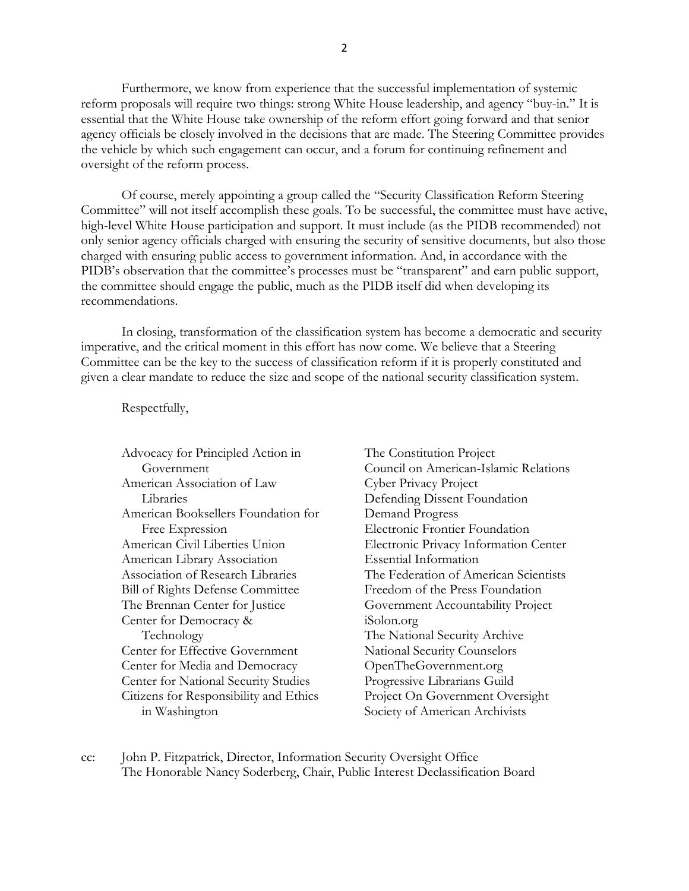Furthermore, we know from experience that the successful implementation of systemic reform proposals will require two things: strong White House leadership, and agency "buy-in." It is essential that the White House take ownership of the reform effort going forward and that senior agency officials be closely involved in the decisions that are made. The Steering Committee provides the vehicle by which such engagement can occur, and a forum for continuing refinement and oversight of the reform process.

Of course, merely appointing a group called the "Security Classification Reform Steering Committee" will not itself accomplish these goals. To be successful, the committee must have active, high-level White House participation and support. It must include (as the PIDB recommended) not only senior agency officials charged with ensuring the security of sensitive documents, but also those charged with ensuring public access to government information. And, in accordance with the PIDB's observation that the committee's processes must be "transparent" and earn public support, the committee should engage the public, much as the PIDB itself did when developing its recommendations.

In closing, transformation of the classification system has become a democratic and security imperative, and the critical moment in this effort has now come. We believe that a Steering Committee can be the key to the success of classification reform if it is properly constituted and given a clear mandate to reduce the size and scope of the national security classification system.

Respectfully,

Advocacy for Principled Action in Government
American Association of Law Libraries
American Booksellers Foundation for Free Expression
American Civil Liberties Union
American Library Association
Association of Research Libraries
Bill of Rights Defense Committee
The Brennan Center for Justice
Center for Democracy & Technology
Center for Effective Government
Center for Media and Democracy
Center for National Security Studies
Citizens for Responsibility and Ethics in Washington
The Constitution Project
Council on American-Islamic Relations
Cyber Privacy Project
Defending Dissent Foundation
Demand Progress
Electronic Frontier Foundation
Electronic Privacy Information Center
Essential Information
The Federation of American Scientists
Freedom of the Press Foundation
Government Accountability Project
iSolon.org
The National Security Archive
National Security Counselors
OpenTheGovernment.org
Progressive Librarians Guild
Project On Government Oversight
Society of American Archivists

cc: John P. Fitzpatrick, Director, Information Security Oversight Office
The Honorable Nancy Soderberg, Chair, Public Interest Declassification Board